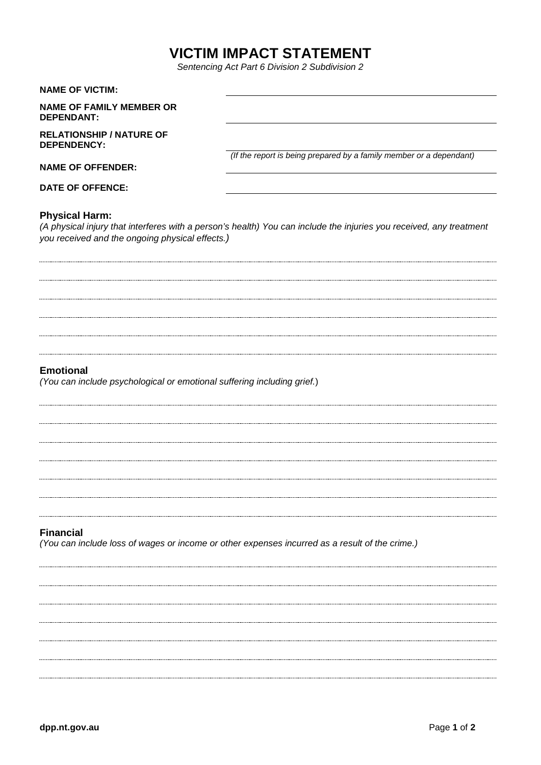# VICTIM IMPACT STATEMENT

*Sentencing Act Part 6 Division 2 Subdivision 2*

**NAME OF VICTIM:** \_\_\_\_\_\_\_\_\_\_\_\_\_\_\_\_\_\_\_\_\_\_\_\_\_\_\_\_\_\_\_\_\_\_\_\_\_\_\_\_

**NAME OF FAMILY MEMBER OR DEPENDANT:** \_\_\_\_\_\_\_\_\_\_\_\_\_\_\_\_\_\_\_\_\_\_\_\_\_\_\_\_\_\_\_\_\_\_\_\_\_\_\_\_

**RELATIONSHIP / NATURE OF DEPENDENCY:** \_\_\_\_\_\_\_\_\_\_\_\_\_\_\_\_\_\_\_\_\_\_\_\_\_\_\_\_\_\_\_\_\_\_\_\_\_\_\_\_

*(If the report is being prepared by a family member or a dependant)*

**NAME OF OFFENDER:** \_\_\_\_\_\_\_\_\_\_\_\_\_\_\_\_\_\_\_\_\_\_\_\_\_\_\_\_\_\_\_\_\_\_\_\_\_\_\_\_

**DATE OF OFFENCE:** \_\_\_\_\_\_\_\_\_\_\_\_\_\_\_\_\_\_\_\_\_\_\_\_\_\_\_\_\_\_\_\_\_\_\_\_\_\_\_\_

### Physical Harm:

*(A physical injury that interferes with a person's health) You can include the injuries you received, any treatment you received and the ongoing physical effects.)*

### Emotional

*(You can include psychological or emotional suffering including grief.)*

### Financial

*(You can include loss of wages or income or other expenses incurred as a result of the crime.)*

dpp.nt.gov.au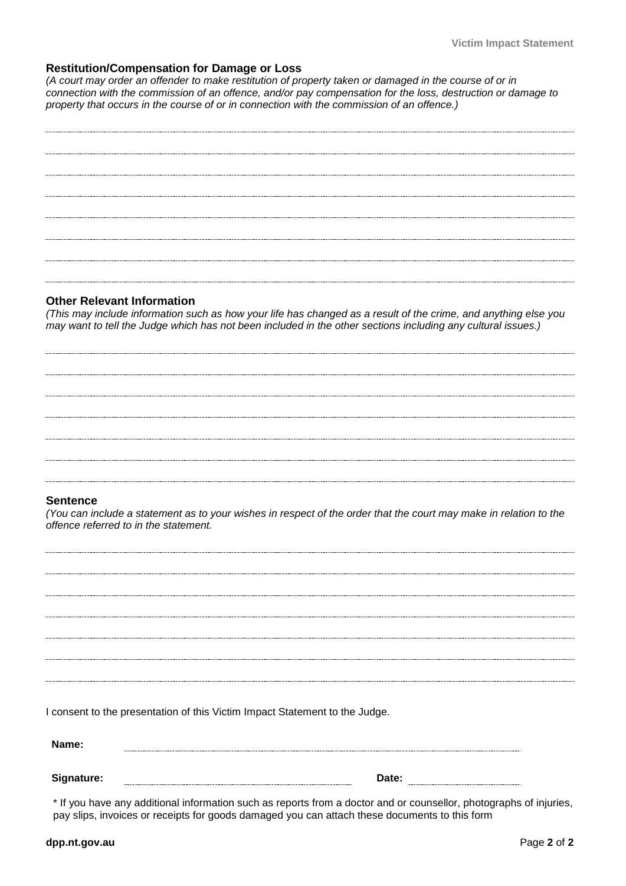### Restitution/Compensation for Damage or Loss

*(A court may order an offender to make restitution of property taken or damaged in the course of or in connection with the commission of an offence, and/or pay compensation for the loss, destruction or damage to property that occurs in the course of or in connection with the commission of an offence.)*

### Other Relevant Information

*(This may include information such as how your life has changed as a result of the crime, and anything else you may want to tell the Judge which has not been included in the other sections including any cultural issues.)*

### Sentence

*(You can include a statement as to your wishes in respect of the order that the court may make in relation to the offence referred to in the statement.*

I consent to the presentation of this Victim Impact Statement to the Judge.

**Name:** ..............................................................

**Signature:** ........................................ **Date:** ....................

* If you have any additional information such as reports from a doctor and or counsellor, photographs of injuries, pay slips, invoices or receipts for goods damaged you can attach these documents to this form

**dpp.nt.gov.au**